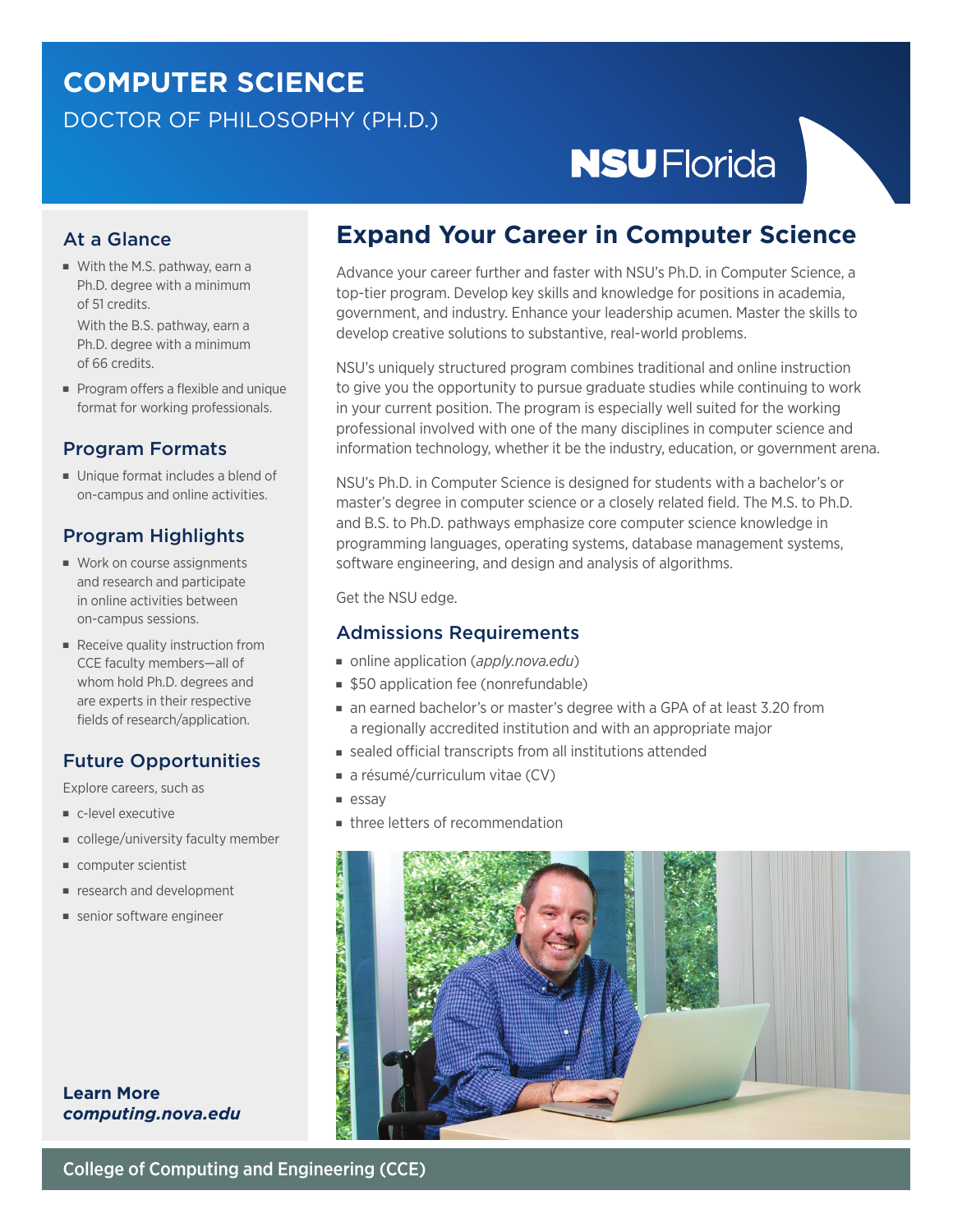# COMPUTER SCIENCE

DOCTOR OF PHILOSOPHY (PH.D.)

NSU Florida

## Expand Your Career in Computer Science

Advance your career further and faster with NSU's Ph.D. in Computer Science, a top-tier program. Develop key skills and knowledge for positions in academia, government, and industry. Enhance your leadership acumen. Master the skills to develop creative solutions to substantive, real-world problems.

NSU's uniquely structured program combines traditional and online instruction to give you the opportunity to pursue graduate studies while continuing to work in your current position. The program is especially well suited for the working professional involved with one of the many disciplines in computer science and information technology, whether it be the industry, education, or government arena.

NSU's Ph.D. in Computer Science is designed for students with a bachelor's or master's degree in computer science or a closely related field. The M.S. to Ph.D. and B.S. to Ph.D. pathways emphasize core computer science knowledge in programming languages, operating systems, database management systems, software engineering, and design and analysis of algorithms.

Get the NSU edge.

### Admissions Requirements

- online application (*apply.nova.edu*)
- $50 application fee (nonrefundable)
- an earned bachelor's or master's degree with a GPA of at least 3.20 from a regionally accredited institution and with an appropriate major
- sealed official transcripts from all institutions attended
- a résumé/curriculum vitae (CV)
- essay
- three letters of recommendation

### At a Glance

- With the M.S. pathway, earn a Ph.D. degree with a minimum of 51 credits.
  With the B.S. pathway, earn a Ph.D. degree with a minimum of 66 credits.
- Program offers a flexible and unique format for working professionals.

### Program Formats

- Unique format includes a blend of on-campus and online activities.

### Program Highlights

- Work on course assignments and research and participate in online activities between on-campus sessions.
- Receive quality instruction from CCE faculty members—all of whom hold Ph.D. degrees and are experts in their respective fields of research/application.

### Future Opportunities

Explore careers, such as

- c-level executive
- college/university faculty member
- computer scientist
- research and development
- senior software engineer

**Learn More**
***computing.nova.edu***

College of Computing and Engineering (CCE)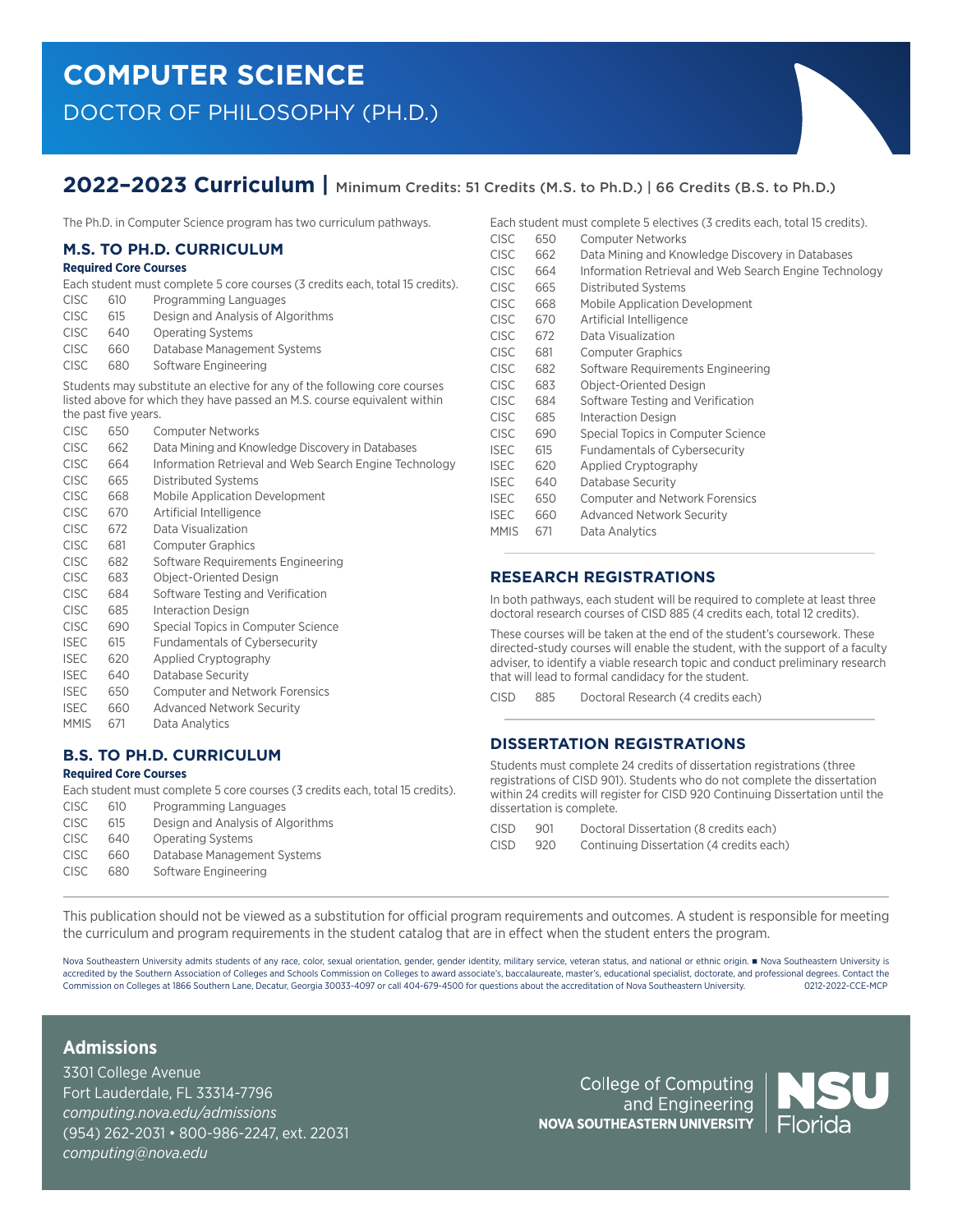# COMPUTER SCIENCE
DOCTOR OF PHILOSOPHY (PH.D.)

## 2022–2023 Curriculum | Minimum Credits: 51 Credits (M.S. to Ph.D.) | 66 Credits (B.S. to Ph.D.)

The Ph.D. in Computer Science program has two curriculum pathways.

### M.S. TO PH.D. CURRICULUM

**Required Core Courses**

Each student must complete 5 core courses (3 credits each, total 15 credits).

| | | |
|---|---|---|
| CISC | 610 | Programming Languages |
| CISC | 615 | Design and Analysis of Algorithms |
| CISC | 640 | Operating Systems |
| CISC | 660 | Database Management Systems |
| CISC | 680 | Software Engineering |

Students may substitute an elective for any of the following core courses listed above for which they have passed an M.S. course equivalent within the past five years.

| | | |
|---|---|---|
| CISC | 650 | Computer Networks |
| CISC | 662 | Data Mining and Knowledge Discovery in Databases |
| CISC | 664 | Information Retrieval and Web Search Engine Technology |
| CISC | 665 | Distributed Systems |
| CISC | 668 | Mobile Application Development |
| CISC | 670 | Artificial Intelligence |
| CISC | 672 | Data Visualization |
| CISC | 681 | Computer Graphics |
| CISC | 682 | Software Requirements Engineering |
| CISC | 683 | Object-Oriented Design |
| CISC | 684 | Software Testing and Verification |
| CISC | 685 | Interaction Design |
| CISC | 690 | Special Topics in Computer Science |
| ISEC | 615 | Fundamentals of Cybersecurity |
| ISEC | 620 | Applied Cryptography |
| ISEC | 640 | Database Security |
| ISEC | 650 | Computer and Network Forensics |
| ISEC | 660 | Advanced Network Security |
| MMIS | 671 | Data Analytics |

### B.S. TO PH.D. CURRICULUM

**Required Core Courses**

Each student must complete 5 core courses (3 credits each, total 15 credits).

| | | |
|---|---|---|
| CISC | 610 | Programming Languages |
| CISC | 615 | Design and Analysis of Algorithms |
| CISC | 640 | Operating Systems |
| CISC | 660 | Database Management Systems |
| CISC | 680 | Software Engineering |

Each student must complete 5 electives (3 credits each, total 15 credits).

| | | |
|---|---|---|
| CISC | 650 | Computer Networks |
| CISC | 662 | Data Mining and Knowledge Discovery in Databases |
| CISC | 664 | Information Retrieval and Web Search Engine Technology |
| CISC | 665 | Distributed Systems |
| CISC | 668 | Mobile Application Development |
| CISC | 670 | Artificial Intelligence |
| CISC | 672 | Data Visualization |
| CISC | 681 | Computer Graphics |
| CISC | 682 | Software Requirements Engineering |
| CISC | 683 | Object-Oriented Design |
| CISC | 684 | Software Testing and Verification |
| CISC | 685 | Interaction Design |
| CISC | 690 | Special Topics in Computer Science |
| ISEC | 615 | Fundamentals of Cybersecurity |
| ISEC | 620 | Applied Cryptography |
| ISEC | 640 | Database Security |
| ISEC | 650 | Computer and Network Forensics |
| ISEC | 660 | Advanced Network Security |
| MMIS | 671 | Data Analytics |

### RESEARCH REGISTRATIONS

In both pathways, each student will be required to complete at least three doctoral research courses of CISD 885 (4 credits each, total 12 credits).

These courses will be taken at the end of the student's coursework. These directed-study courses will enable the student, with the support of a faculty adviser, to identify a viable research topic and conduct preliminary research that will lead to formal candidacy for the student.

| | | |
|---|---|---|
| CISD | 885 | Doctoral Research (4 credits each) |

### DISSERTATION REGISTRATIONS

Students must complete 24 credits of dissertation registrations (three registrations of CISD 901). Students who do not complete the dissertation within 24 credits will register for CISD 920 Continuing Dissertation until the dissertation is complete.

| | | |
|---|---|---|
| CISD | 901 | Doctoral Dissertation (8 credits each) |
| CISD | 920 | Continuing Dissertation (4 credits each) |

This publication should not be viewed as a substitution for official program requirements and outcomes. A student is responsible for meeting the curriculum and program requirements in the student catalog that are in effect when the student enters the program.

Nova Southeastern University admits students of any race, color, sexual orientation, gender, gender identity, military service, veteran status, and national or ethnic origin. ■ Nova Southeastern University is accredited by the Southern Association of Colleges and Schools Commission on Colleges to award associate's, baccalaureate, master's, educational specialist, doctorate, and professional degrees. Contact the Commission on Colleges at 1866 Southern Lane, Decatur, Georgia 30033-4097 or call 404-679-4500 for questions about the accreditation of Nova Southeastern University. 0212-2022-CCE-MCP

## Admissions

3301 College Avenue
Fort Lauderdale, FL 33314-7796
*computing.nova.edu/admissions*
(954) 262-2031 • 800-986-2247, ext. 22031
*computing@nova.edu*

College of Computing and Engineering
NOVA SOUTHEASTERN UNIVERSITY
NSU Florida